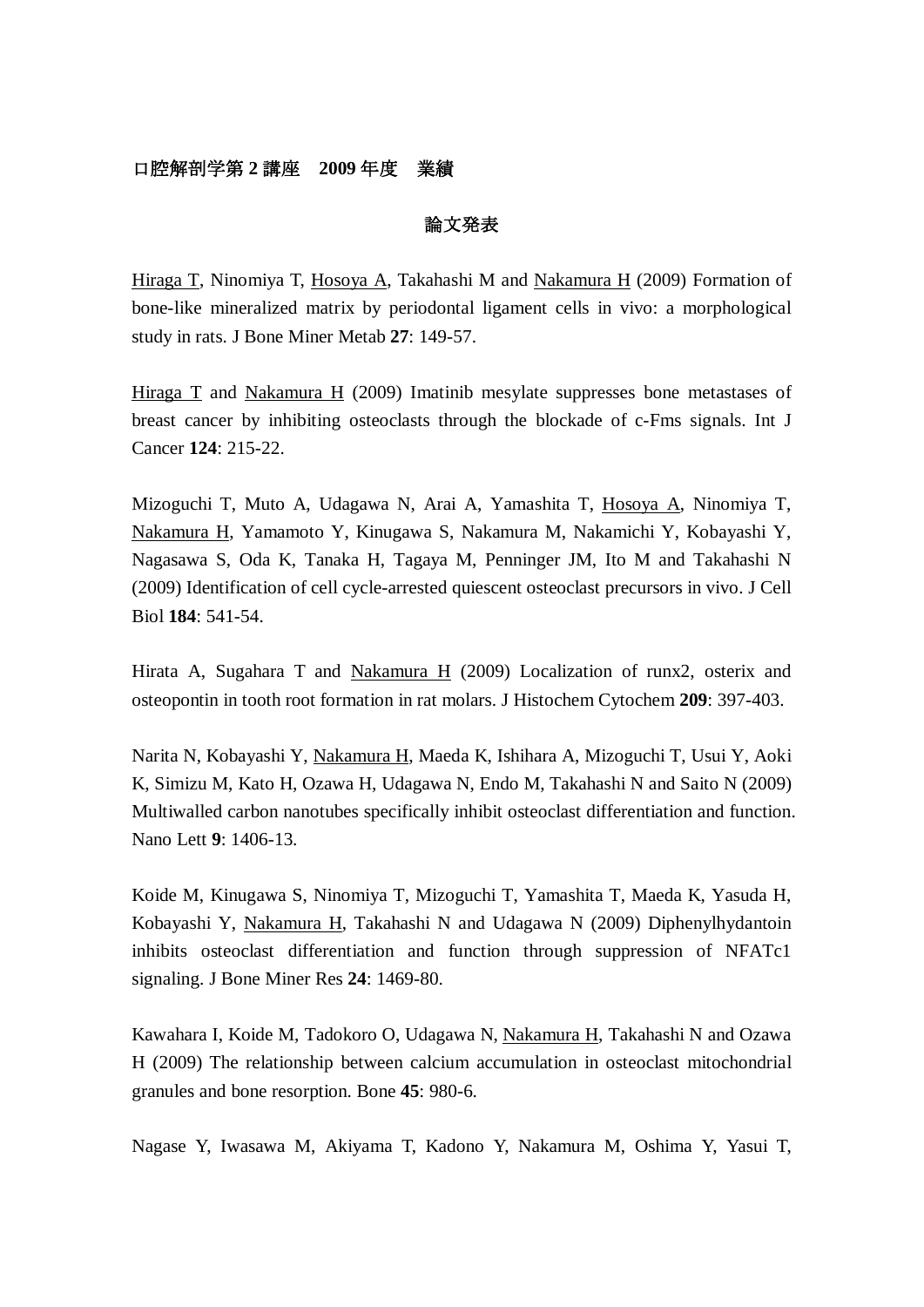**口腔解剖学第 2 講座　2009 年度　業績**

**論文発表**

<u>Hiraga T</u>, Ninomiya T, <u>Hosoya A</u>, Takahashi M and <u>Nakamura H</u> (2009) Formation of bone-like mineralized matrix by periodontal ligament cells in vivo: a morphological study in rats. J Bone Miner Metab **27**: 149-57.

<u>Hiraga T</u> and <u>Nakamura H</u> (2009) Imatinib mesylate suppresses bone metastases of breast cancer by inhibiting osteoclasts through the blockade of c-Fms signals. Int J Cancer **124**: 215-22.

Mizoguchi T, Muto A, Udagawa N, Arai A, Yamashita T, <u>Hosoya A</u>, Ninomiya T, <u>Nakamura H</u>, Yamamoto Y, Kinugawa S, Nakamura M, Nakamichi Y, Kobayashi Y, Nagasawa S, Oda K, Tanaka H, Tagaya M, Penninger JM, Ito M and Takahashi N (2009) Identification of cell cycle-arrested quiescent osteoclast precursors in vivo. J Cell Biol **184**: 541-54.

Hirata A, Sugahara T and <u>Nakamura H</u> (2009) Localization of runx2, osterix and osteopontin in tooth root formation in rat molars. J Histochem Cytochem **209**: 397-403.

Narita N, Kobayashi Y, <u>Nakamura H</u>, Maeda K, Ishihara A, Mizoguchi T, Usui Y, Aoki K, Simizu M, Kato H, Ozawa H, Udagawa N, Endo M, Takahashi N and Saito N (2009) Multiwalled carbon nanotubes specifically inhibit osteoclast differentiation and function. Nano Lett **9**: 1406-13.

Koide M, Kinugawa S, Ninomiya T, Mizoguchi T, Yamashita T, Maeda K, Yasuda H, Kobayashi Y, <u>Nakamura H</u>, Takahashi N and Udagawa N (2009) Diphenylhydantoin inhibits osteoclast differentiation and function through suppression of NFATc1 signaling. J Bone Miner Res **24**: 1469-80.

Kawahara I, Koide M, Tadokoro O, Udagawa N, <u>Nakamura H</u>, Takahashi N and Ozawa H (2009) The relationship between calcium accumulation in osteoclast mitochondrial granules and bone resorption. Bone **45**: 980-6.

Nagase Y, Iwasawa M, Akiyama T, Kadono Y, Nakamura M, Oshima Y, Yasui T,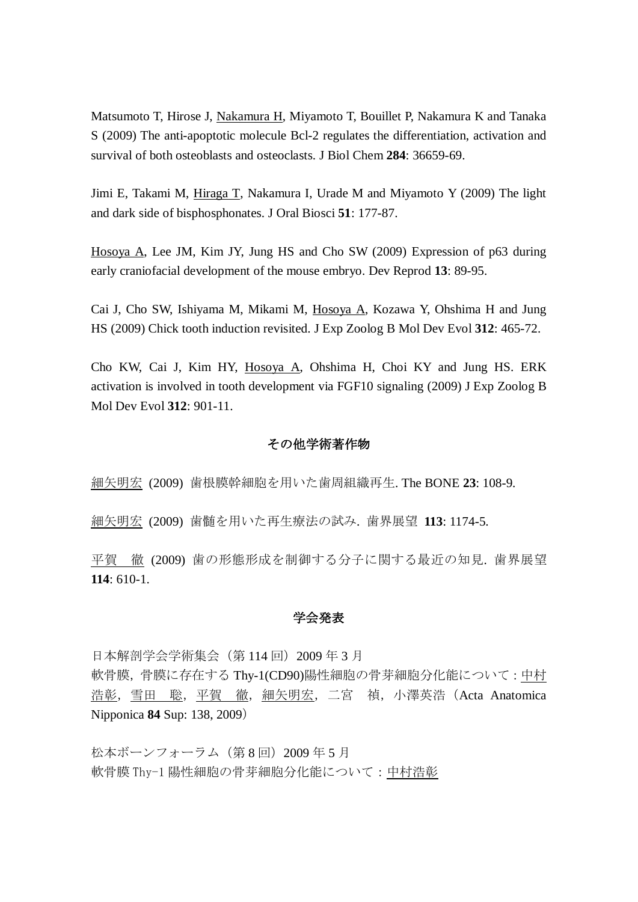Matsumoto T, Hirose J, <u>Nakamura H</u>, Miyamoto T, Bouillet P, Nakamura K and Tanaka S (2009) The anti-apoptotic molecule Bcl-2 regulates the differentiation, activation and survival of both osteoblasts and osteoclasts. J Biol Chem **284**: 36659-69.

Jimi E, Takami M, <u>Hiraga T</u>, Nakamura I, Urade M and Miyamoto Y (2009) The light and dark side of bisphosphonates. J Oral Biosci **51**: 177-87.

<u>Hosoya A</u>, Lee JM, Kim JY, Jung HS and Cho SW (2009) Expression of p63 during early craniofacial development of the mouse embryo. Dev Reprod **13**: 89-95.

Cai J, Cho SW, Ishiyama M, Mikami M, <u>Hosoya A</u>, Kozawa Y, Ohshima H and Jung HS (2009) Chick tooth induction revisited. J Exp Zoolog B Mol Dev Evol **312**: 465-72.

Cho KW, Cai J, Kim HY, <u>Hosoya A</u>, Ohshima H, Choi KY and Jung HS. ERK activation is involved in tooth development via FGF10 signaling (2009) J Exp Zoolog B Mol Dev Evol **312**: 901-11.

## その他学術著作物

<u>細矢明宏</u> (2009) 歯根膜幹細胞を用いた歯周組織再生. The BONE **23**: 108-9.

<u>細矢明宏</u> (2009) 歯髄を用いた再生療法の試み. 歯界展望 **113**: 1174-5.

<u>平賀　徹</u> (2009) 歯の形態形成を制御する分子に関する最近の知見. 歯界展望 **114**: 610-1.

## 学会発表

日本解剖学会学術集会（第114回）2009年3月
軟骨膜，骨膜に存在するThy-1(CD90)陽性細胞の骨芽細胞分化能について：<u>中村浩彰</u>，<u>雪田　聡</u>，<u>平賀　徹</u>，<u>細矢明宏</u>，二宮　禎，小澤英浩（Acta Anatomica Nipponica **84** Sup: 138, 2009）

松本ボーンフォーラム（第8回）2009年5月
軟骨膜Thy-1陽性細胞の骨芽細胞分化能について：<u>中村浩彰</u>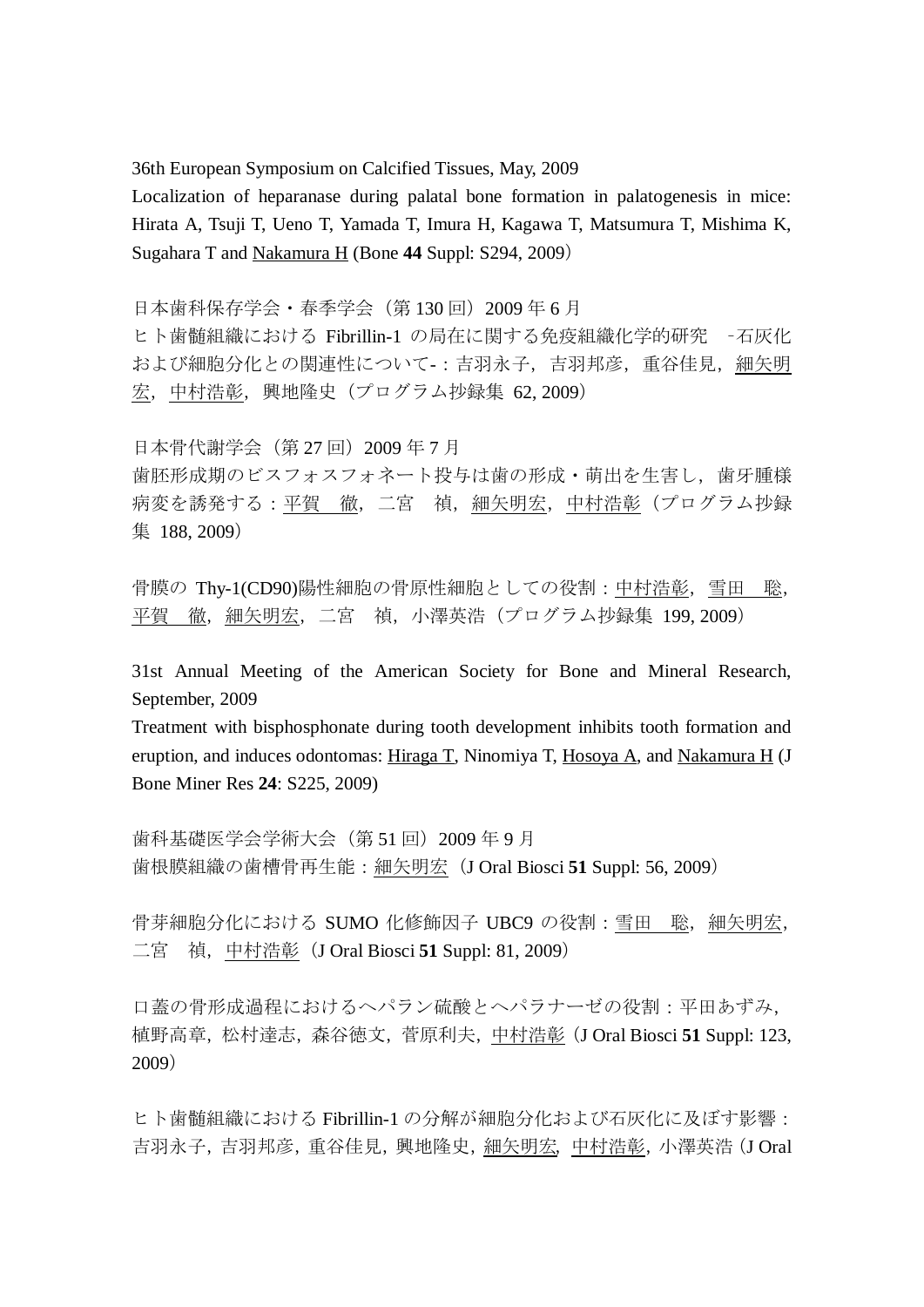36th European Symposium on Calcified Tissues, May, 2009

Localization of heparanase during palatal bone formation in palatogenesis in mice: Hirata A, Tsuji T, Ueno T, Yamada T, Imura H, Kagawa T, Matsumura T, Mishima K, Sugahara T and <u>Nakamura H</u> (Bone **44** Suppl: S294, 2009)

日本歯科保存学会・春季学会（第 130 回）2009 年 6 月

ヒト歯髄組織における Fibrillin-1 の局在に関する免疫組織化学的研究 -石灰化および細胞分化との関連性について-：吉羽永子，吉羽邦彦，重谷佳見，<u>細矢明宏</u>，<u>中村浩彰</u>，興地隆史（プログラム抄録集 62, 2009）

日本骨代謝学会（第 27 回）2009 年 7 月

歯胚形成期のビスフォスフォネート投与は歯の形成・萌出を生害し，歯牙腫様病変を誘発する：<u>平賀　徹</u>，二宮　禎，<u>細矢明宏</u>，<u>中村浩彰</u>（プログラム抄録集 188, 2009）

骨膜の Thy-1(CD90)陽性細胞の骨原性細胞としての役割：<u>中村浩彰</u>，<u>雪田　聡</u>，<u>平賀　徹</u>，<u>細矢明宏</u>，二宮　禎，小澤英浩（プログラム抄録集 199, 2009）

31st Annual Meeting of the American Society for Bone and Mineral Research, September, 2009

Treatment with bisphosphonate during tooth development inhibits tooth formation and eruption, and induces odontomas: <u>Hiraga T</u>, Ninomiya T, <u>Hosoya A</u>, and <u>Nakamura H</u> (J Bone Miner Res **24**: S225, 2009)

歯科基礎医学会学術大会（第 51 回）2009 年 9 月

歯根膜組織の歯槽骨再生能：<u>細矢明宏</u>（J Oral Biosci **51** Suppl: 56, 2009）

骨芽細胞分化における SUMO 化修飾因子 UBC9 の役割：<u>雪田　聡</u>，<u>細矢明宏</u>，二宮　禎，<u>中村浩彰</u>（J Oral Biosci **51** Suppl: 81, 2009）

口蓋の骨形成過程におけるヘパラン硫酸とヘパラナーゼの役割：平田あずみ，植野高章，松村達志，森谷徳文，菅原利夫，<u>中村浩彰</u>（J Oral Biosci **51** Suppl: 123, 2009）

ヒト歯髄組織における Fibrillin-1 の分解が細胞分化および石灰化に及ぼす影響：吉羽永子，吉羽邦彦，重谷佳見，興地隆史，<u>細矢明宏</u>，<u>中村浩彰</u>，小澤英浩（J Oral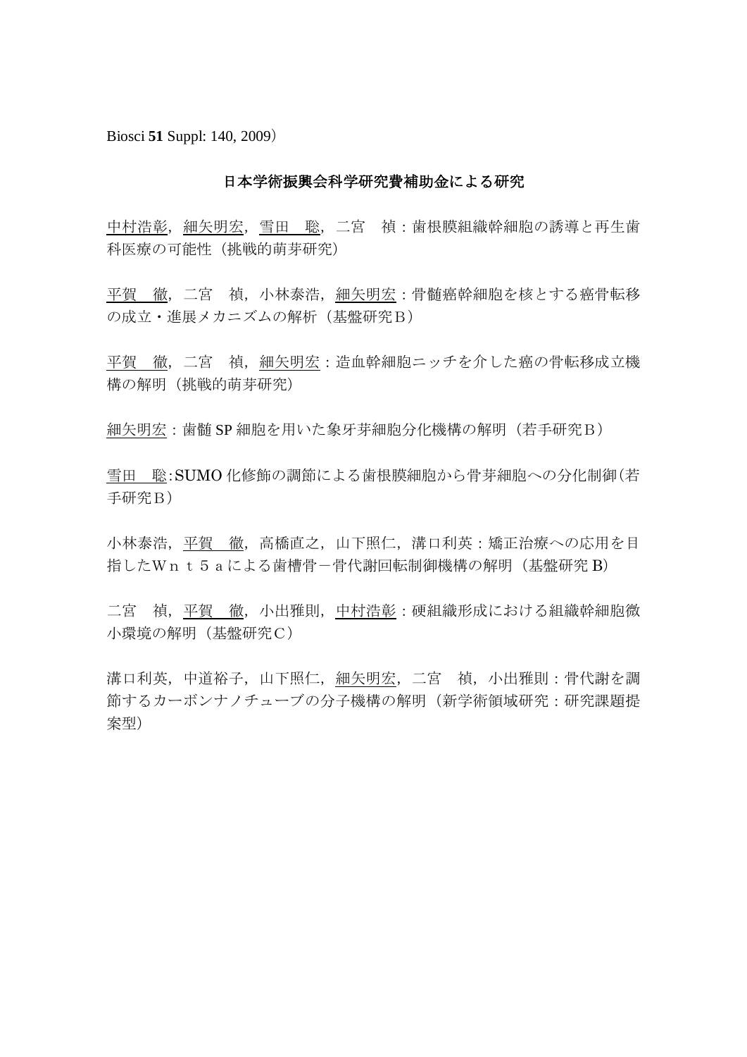Biosci **51** Suppl: 140, 2009）

## 日本学術振興会科学研究費補助金による研究

中村浩彰，細矢明宏，雪田　聡，二宮　禎：歯根膜組織幹細胞の誘導と再生歯科医療の可能性（挑戦的萌芽研究）

平賀　徹，二宮　禎，小林泰浩，細矢明宏：骨髄癌幹細胞を核とする癌骨転移の成立・進展メカニズムの解析（基盤研究Ｂ）

平賀　徹，二宮　禎，細矢明宏：造血幹細胞ニッチを介した癌の骨転移成立機構の解明（挑戦的萌芽研究）

細矢明宏：歯髄 SP 細胞を用いた象牙芽細胞分化機構の解明（若手研究Ｂ）

雪田　聡：SUMO 化修飾の調節による歯根膜細胞から骨芽細胞への分化制御（若手研究Ｂ）

小林泰浩，平賀　徹，高橋直之，山下照仁，溝口利英：矯正治療への応用を目指したＷｎｔ５ａによる歯槽骨－骨代謝回転制御機構の解明（基盤研究 B）

二宮　禎，平賀　徹，小出雅則，中村浩彰：硬組織形成における組織幹細胞微小環境の解明（基盤研究Ｃ）

溝口利英，中道裕子，山下照仁，細矢明宏，二宮　禎，小出雅則：骨代謝を調節するカーボンナノチューブの分子機構の解明（新学術領域研究：研究課題提案型）